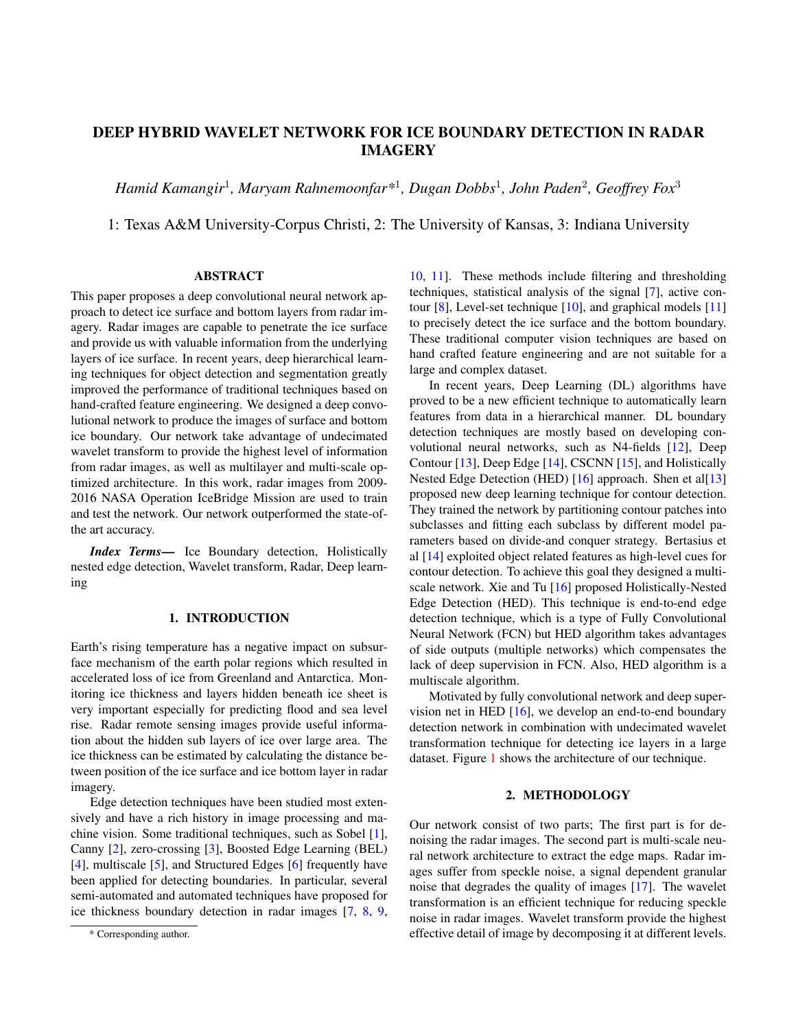# DEEP HYBRID WAVELET NETWORK FOR ICE BOUNDARY DETECTION IN RADAR IMAGERY

*Hamid Kamangir*[1]*, Maryam Rahnemoonfar**[1]*, Dugan Dobbs*[1]*, John Paden*[2]*, Geoffrey Fox*[3]

1: Texas A&M University-Corpus Christi, 2: The University of Kansas, 3: Indiana University

## ABSTRACT

This paper proposes a deep convolutional neural network approach to detect ice surface and bottom layers from radar imagery. Radar images are capable to penetrate the ice surface and provide us with valuable information from the underlying layers of ice surface. In recent years, deep hierarchical learning techniques for object detection and segmentation greatly improved the performance of traditional techniques based on hand-crafted feature engineering. We designed a deep convolutional network to produce the images of surface and bottom ice boundary. Our network take advantage of undecimated wavelet transform to provide the highest level of information from radar images, as well as multilayer and multi-scale optimized architecture. In this work, radar images from 2009-2016 NASA Operation IceBridge Mission are used to train and test the network. Our network outperformed the state-of-the art accuracy.

***Index Terms*—** Ice Boundary detection, Holistically nested edge detection, Wavelet transform, Radar, Deep learning

## 1. INTRODUCTION

Earth's rising temperature has a negative impact on subsurface mechanism of the earth polar regions which resulted in accelerated loss of ice from Greenland and Antarctica. Monitoring ice thickness and layers hidden beneath ice sheet is very important especially for predicting flood and sea level rise. Radar remote sensing images provide useful information about the hidden sub layers of ice over large area. The ice thickness can be estimated by calculating the distance between position of the ice surface and ice bottom layer in radar imagery.

Edge detection techniques have been studied most extensively and have a rich history in image processing and machine vision. Some traditional techniques, such as Sobel [1], Canny [2], zero-crossing [3], Boosted Edge Learning (BEL) [4], multiscale [5], and Structured Edges [6] frequently have been applied for detecting boundaries. In particular, several semi-automated and automated techniques have proposed for ice thickness boundary detection in radar images [7, 8, 9, 10, 11]. These methods include filtering and thresholding techniques, statistical analysis of the signal [7], active contour [8], Level-set technique [10], and graphical models [11] to precisely detect the ice surface and the bottom boundary. These traditional computer vision techniques are based on hand crafted feature engineering and are not suitable for a large and complex dataset.

In recent years, Deep Learning (DL) algorithms have proved to be a new efficient technique to automatically learn features from data in a hierarchical manner. DL boundary detection techniques are mostly based on developing convolutional neural networks, such as N4-fields [12], Deep Contour [13], Deep Edge [14], CSCNN [15], and Holistically Nested Edge Detection (HED) [16] approach. Shen et al[13] proposed new deep learning technique for contour detection. They trained the network by partitioning contour patches into subclasses and fitting each subclass by different model parameters based on divide-and conquer strategy. Bertasius et al [14] exploited object related features as high-level cues for contour detection. To achieve this goal they designed a multi-scale network. Xie and Tu [16] proposed Holistically-Nested Edge Detection (HED). This technique is end-to-end edge detection technique, which is a type of Fully Convolutional Neural Network (FCN) but HED algorithm takes advantages of side outputs (multiple networks) which compensates the lack of deep supervision in FCN. Also, HED algorithm is a multiscale algorithm.

Motivated by fully convolutional network and deep supervision net in HED [16], we develop an end-to-end boundary detection network in combination with undecimated wavelet transformation technique for detecting ice layers in a large dataset. Figure 1 shows the architecture of our technique.

## 2. METHODOLOGY

Our network consist of two parts; The first part is for denoising the radar images. The second part is multi-scale neural network architecture to extract the edge maps. Radar images suffer from speckle noise, a signal dependent granular noise that degrades the quality of images [17]. The wavelet transformation is an efficient technique for reducing speckle noise in radar images. Wavelet transform provide the highest effective detail of image by decomposing it at different levels.

* Corresponding author.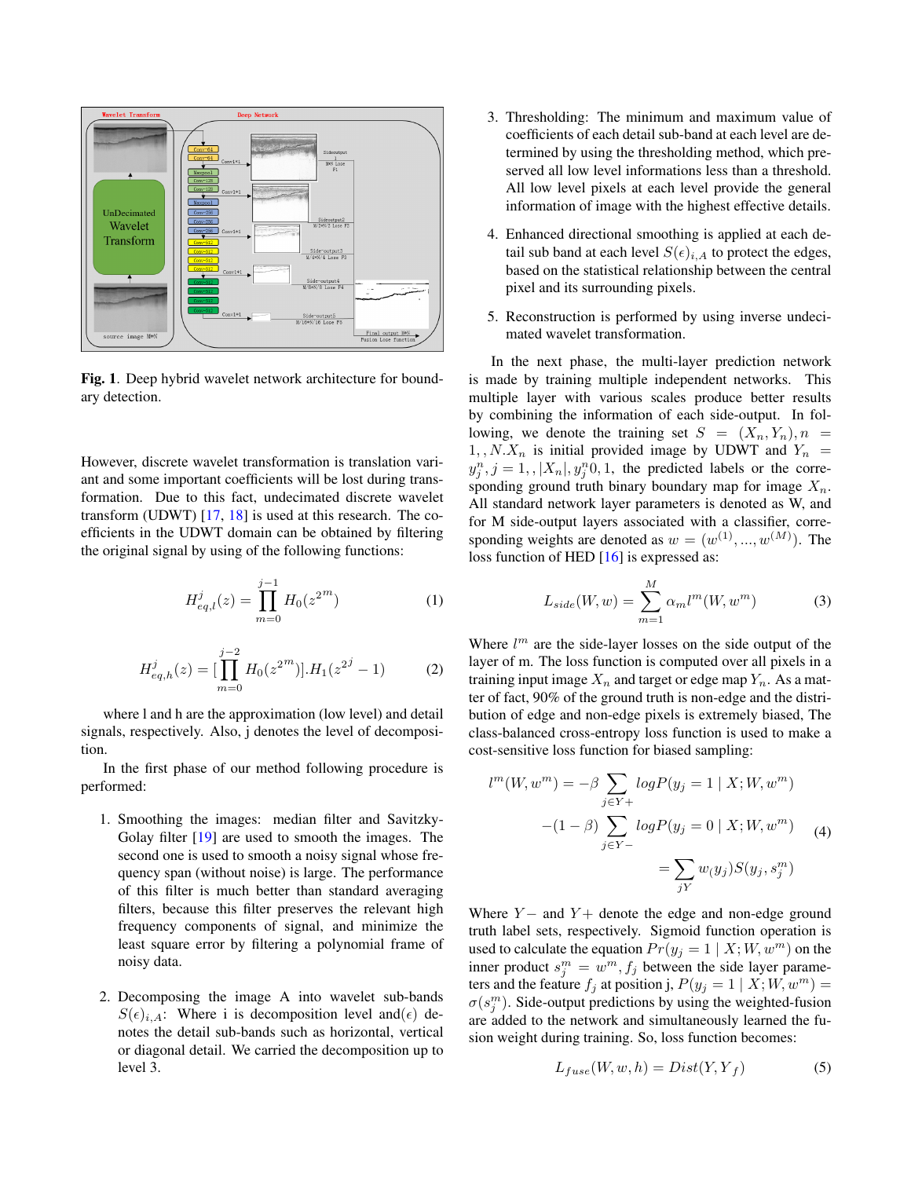**Fig. 1**. Deep hybrid wavelet network architecture for boundary detection.

However, discrete wavelet transformation is translation variant and some important coefficients will be lost during transformation. Due to this fact, undecimated discrete wavelet transform (UDWT) [17, 18] is used at this research. The coefficients in the UDWT domain can be obtained by filtering the original signal by using of the following functions:

$$H^{j}_{eq,l}(z) = \prod_{m=0}^{j-1} H_0(z^{2^m}) \tag{1}$$

$$H^{j}_{eq,h}(z) = [\prod_{m=0}^{j-2} H_0(z^{2^m})].H_1(z^{2^j} - 1) \tag{2}$$

where l and h are the approximation (low level) and detail signals, respectively. Also, j denotes the level of decomposition.

In the first phase of our method following procedure is performed:

1. Smoothing the images: median filter and Savitzky-Golay filter [19] are used to smooth the images. The second one is used to smooth a noisy signal whose frequency span (without noise) is large. The performance of this filter is much better than standard averaging filters, because this filter preserves the relevant high frequency components of signal, and minimize the least square error by filtering a polynomial frame of noisy data.

2. Decomposing the image A into wavelet sub-bands $S(\epsilon)_{i,A}$: Where i is decomposition level and$(\epsilon)$ denotes the detail sub-bands such as horizontal, vertical or diagonal detail. We carried the decomposition up to level 3.

3. Thresholding: The minimum and maximum value of coefficients of each detail sub-band at each level are determined by using the thresholding method, which preserved all low level informations less than a threshold. All low level pixels at each level provide the general information of image with the highest effective details.

4. Enhanced directional smoothing is applied at each detail sub band at each level $S(\epsilon)_{i,A}$ to protect the edges, based on the statistical relationship between the central pixel and its surrounding pixels.

5. Reconstruction is performed by using inverse undecimated wavelet transformation.

In the next phase, the multi-layer prediction network is made by training multiple independent networks. This multiple layer with various scales produce better results by combining the information of each side-output. In following, we denote the training set $S = (X_n, Y_n), n = 1, , N.X_n$ is initial provided image by UDWT and $Y_n = y^n_j, j = 1, , |X_n|, y^n_j 0, 1,$ the predicted labels or the corresponding ground truth binary boundary map for image $X_n$. All standard network layer parameters is denoted as W, and for M side-output layers associated with a classifier, corresponding weights are denoted as $w = (w^{(1)}, ..., w^{(M)})$. The loss function of HED [16] is expressed as:

$$L_{side}(W, w) = \sum_{m=1}^{M} \alpha_m l^m(W, w^m) \tag{3}$$

Where $l^m$ are the side-layer losses on the side output of the layer of m. The loss function is computed over all pixels in a training input image $X_n$ and target or edge map $Y_n$. As a matter of fact, 90% of the ground truth is non-edge and the distribution of edge and non-edge pixels is extremely biased, The class-balanced cross-entropy loss function is used to make a cost-sensitive loss function for biased sampling:

$$\begin{aligned} l^m(W, w^m) = &-\beta \sum_{j \in Y+} log P(y_j = 1 \mid X; W, w^m) \\ &-(1-\beta) \sum_{j \in Y-} log P(y_j = 0 \mid X; W, w^m) \\ &= \sum_{jY} w_(y_j) S(y_j, s^m_j) \end{aligned} \tag{4}$$

Where $Y-$ and $Y+$ denote the edge and non-edge ground truth label sets, respectively. Sigmoid function operation is used to calculate the equation $Pr(y_j = 1 \mid X; W, w^m)$ on the inner product $s^m_j = w^m, f_j$ between the side layer parameters and the feature $f_j$ at position j, $P(y_j = 1 \mid X; W, w^m) = \sigma(s^m_j)$. Side-output predictions by using the weighted-fusion are added to the network and simultaneously learned the fusion weight during training. So, loss function becomes:

$$L_{fuse}(W, w, h) = Dist(Y, Y_f) \tag{5}$$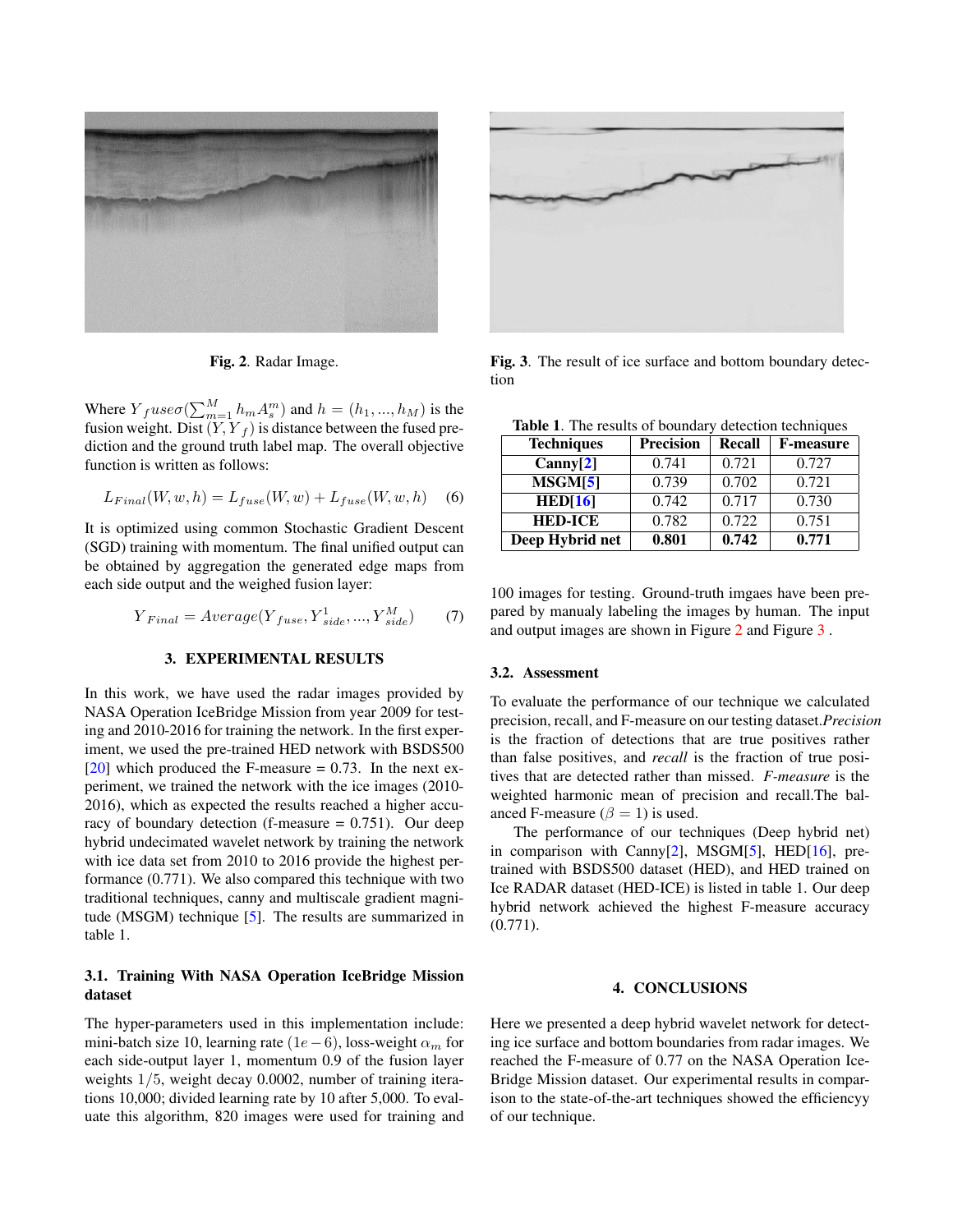Fig. 2. Radar Image.

Fig. 3. The result of ice surface and bottom boundary detection

Where $Y_f use\sigma(\sum_{m=1}^{M} h_m A_s^m)$ and $h = (h_1, ..., h_M)$ is the fusion weight. Dist $(Y, Y_f)$ is distance between the fused prediction and the ground truth label map. The overall objective function is written as follows:

$$L_{Final}(W, w, h) = L_{fuse}(W, w) + L_{fuse}(W, w, h) \quad (6)$$

It is optimized using common Stochastic Gradient Descent (SGD) training with momentum. The final unified output can be obtained by aggregation the generated edge maps from each side output and the weighed fusion layer:

$$Y_{Final} = Average(Y_{fuse}, Y_{side}^1, ..., Y_{side}^M) \quad (7)$$

## 3. EXPERIMENTAL RESULTS

In this work, we have used the radar images provided by NASA Operation IceBridge Mission from year 2009 for testing and 2010-2016 for training the network. In the first experiment, we used the pre-trained HED network with BSDS500 [20] which produced the F-measure = 0.73. In the next experiment, we trained the network with the ice images (2010-2016), which as expected the results reached a higher accuracy of boundary detection (f-measure = 0.751). Our deep hybrid undecimated wavelet network by training the network with ice data set from 2010 to 2016 provide the highest performance (0.771). We also compared this technique with two traditional techniques, canny and multiscale gradient magnitude (MSGM) technique [5]. The results are summarized in table 1.

### 3.1. Training With NASA Operation IceBridge Mission dataset

The hyper-parameters used in this implementation include: mini-batch size 10, learning rate $(1e-6)$, loss-weight $\alpha_m$ for each side-output layer 1, momentum 0.9 of the fusion layer weights $1/5$, weight decay 0.0002, number of training iterations 10,000; divided learning rate by 10 after 5,000. To evaluate this algorithm, 820 images were used for training and 100 images for testing. Ground-truth imgaes have been prepared by manualy labeling the images by human. The input and output images are shown in Figure 2 and Figure 3 .

**Table 1**. The results of boundary detection techniques

| Techniques | Precision | Recall | F-measure |
|---|---|---|---|
| **Canny[2]** | 0.741 | 0.721 | 0.727 |
| **MSGM[5]** | 0.739 | 0.702 | 0.721 |
| **HED[16]** | 0.742 | 0.717 | 0.730 |
| **HED-ICE** | 0.782 | 0.722 | 0.751 |
| **Deep Hybrid net** | **0.801** | **0.742** | **0.771** |

### 3.2. Assessment

To evaluate the performance of our technique we calculated precision, recall, and F-measure on our testing dataset.*Precision* is the fraction of detections that are true positives rather than false positives, and *recall* is the fraction of true positives that are detected rather than missed. *F-measure* is the weighted harmonic mean of precision and recall.The balanced F-measure ($\beta = 1$) is used.

The performance of our techniques (Deep hybrid net) in comparison with Canny[2], MSGM[5], HED[16], pretrained with BSDS500 dataset (HED), and HED trained on Ice RADAR dataset (HED-ICE) is listed in table 1. Our deep hybrid network achieved the highest F-measure accuracy (0.771).

## 4. CONCLUSIONS

Here we presented a deep hybrid wavelet network for detecting ice surface and bottom boundaries from radar images. We reached the F-measure of 0.77 on the NASA Operation IceBridge Mission dataset. Our experimental results in comparison to the state-of-the-art techniques showed the efficiencyy of our technique.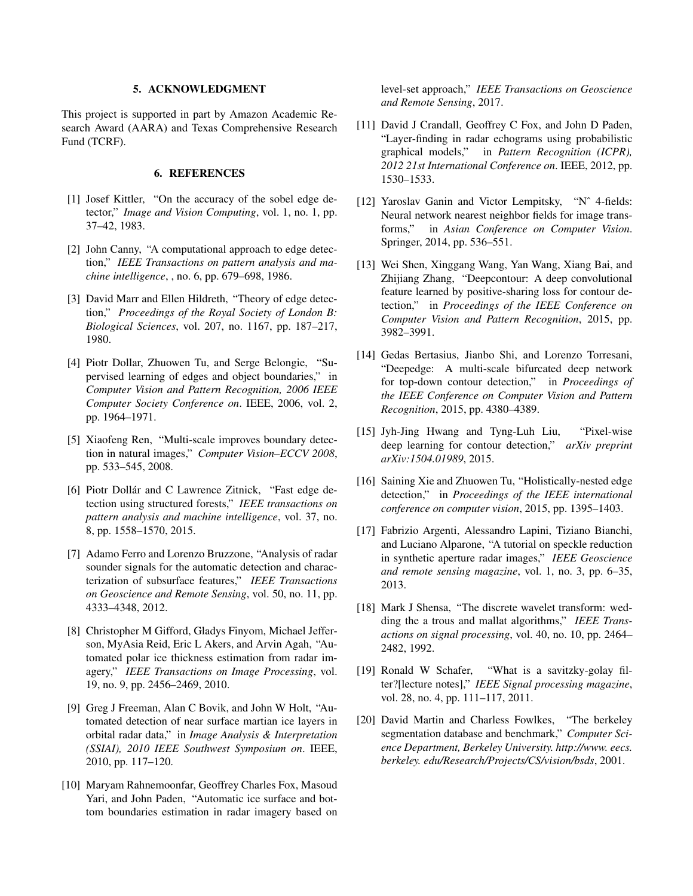## 5. ACKNOWLEDGMENT

This project is supported in part by Amazon Academic Research Award (AARA) and Texas Comprehensive Research Fund (TCRF).

## 6. REFERENCES

[1] Josef Kittler, "On the accuracy of the sobel edge detector," *Image and Vision Computing*, vol. 1, no. 1, pp. 37–42, 1983.

[2] John Canny, "A computational approach to edge detection," *IEEE Transactions on pattern analysis and machine intelligence*, , no. 6, pp. 679–698, 1986.

[3] David Marr and Ellen Hildreth, "Theory of edge detection," *Proceedings of the Royal Society of London B: Biological Sciences*, vol. 207, no. 1167, pp. 187–217, 1980.

[4] Piotr Dollar, Zhuowen Tu, and Serge Belongie, "Supervised learning of edges and object boundaries," in *Computer Vision and Pattern Recognition, 2006 IEEE Computer Society Conference on*. IEEE, 2006, vol. 2, pp. 1964–1971.

[5] Xiaofeng Ren, "Multi-scale improves boundary detection in natural images," *Computer Vision–ECCV 2008*, pp. 533–545, 2008.

[6] Piotr Dollár and C Lawrence Zitnick, "Fast edge detection using structured forests," *IEEE transactions on pattern analysis and machine intelligence*, vol. 37, no. 8, pp. 1558–1570, 2015.

[7] Adamo Ferro and Lorenzo Bruzzone, "Analysis of radar sounder signals for the automatic detection and characterization of subsurface features," *IEEE Transactions on Geoscience and Remote Sensing*, vol. 50, no. 11, pp. 4333–4348, 2012.

[8] Christopher M Gifford, Gladys Finyom, Michael Jefferson, MyAsia Reid, Eric L Akers, and Arvin Agah, "Automated polar ice thickness estimation from radar imagery," *IEEE Transactions on Image Processing*, vol. 19, no. 9, pp. 2456–2469, 2010.

[9] Greg J Freeman, Alan C Bovik, and John W Holt, "Automated detection of near surface martian ice layers in orbital radar data," in *Image Analysis & Interpretation (SSIAI), 2010 IEEE Southwest Symposium on*. IEEE, 2010, pp. 117–120.

[10] Maryam Rahnemoonfar, Geoffrey Charles Fox, Masoud Yari, and John Paden, "Automatic ice surface and bottom boundaries estimation in radar imagery based on level-set approach," *IEEE Transactions on Geoscience and Remote Sensing*, 2017.

[11] David J Crandall, Geoffrey C Fox, and John D Paden, "Layer-finding in radar echograms using probabilistic graphical models," in *Pattern Recognition (ICPR), 2012 21st International Conference on*. IEEE, 2012, pp. 1530–1533.

[12] Yaroslav Ganin and Victor Lempitsky, "Nˆ 4-fields: Neural network nearest neighbor fields for image transforms," in *Asian Conference on Computer Vision*. Springer, 2014, pp. 536–551.

[13] Wei Shen, Xinggang Wang, Yan Wang, Xiang Bai, and Zhijiang Zhang, "Deepcontour: A deep convolutional feature learned by positive-sharing loss for contour detection," in *Proceedings of the IEEE Conference on Computer Vision and Pattern Recognition*, 2015, pp. 3982–3991.

[14] Gedas Bertasius, Jianbo Shi, and Lorenzo Torresani, "Deepedge: A multi-scale bifurcated deep network for top-down contour detection," in *Proceedings of the IEEE Conference on Computer Vision and Pattern Recognition*, 2015, pp. 4380–4389.

[15] Jyh-Jing Hwang and Tyng-Luh Liu, "Pixel-wise deep learning for contour detection," *arXiv preprint arXiv:1504.01989*, 2015.

[16] Saining Xie and Zhuowen Tu, "Holistically-nested edge detection," in *Proceedings of the IEEE international conference on computer vision*, 2015, pp. 1395–1403.

[17] Fabrizio Argenti, Alessandro Lapini, Tiziano Bianchi, and Luciano Alparone, "A tutorial on speckle reduction in synthetic aperture radar images," *IEEE Geoscience and remote sensing magazine*, vol. 1, no. 3, pp. 6–35, 2013.

[18] Mark J Shensa, "The discrete wavelet transform: wedding the a trous and mallat algorithms," *IEEE Transactions on signal processing*, vol. 40, no. 10, pp. 2464–2482, 1992.

[19] Ronald W Schafer, "What is a savitzky-golay filter?[lecture notes]," *IEEE Signal processing magazine*, vol. 28, no. 4, pp. 111–117, 2011.

[20] David Martin and Charless Fowlkes, "The berkeley segmentation database and benchmark," *Computer Science Department, Berkeley University. http://www. eecs. berkeley. edu/Research/Projects/CS/vision/bsds*, 2001.